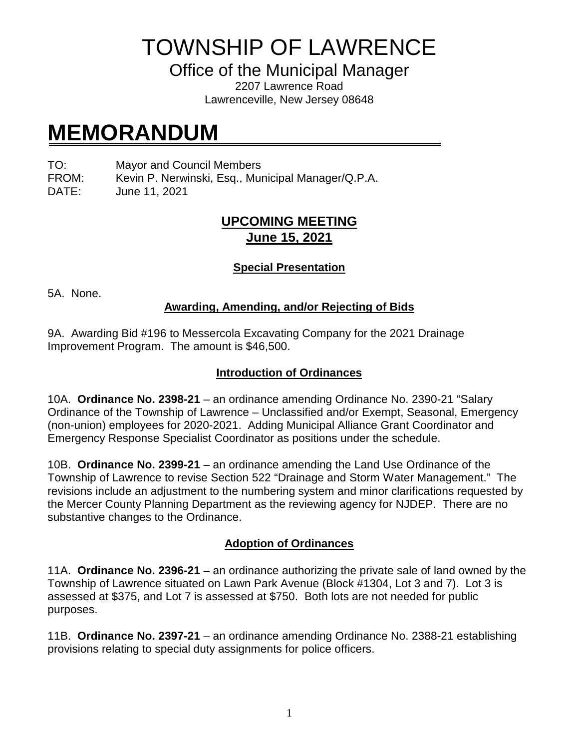# TOWNSHIP OF LAWRENCE

## Office of the Municipal Manager

2207 Lawrence Road
Lawrenceville, New Jersey 08648

# MEMORANDUM

TO: Mayor and Council Members
FROM: Kevin P. Nerwinski, Esq., Municipal Manager/Q.P.A.
DATE: June 11, 2021

## UPCOMING MEETING
## June 15, 2021

### Special Presentation

5A. None.

### Awarding, Amending, and/or Rejecting of Bids

9A. Awarding Bid #196 to Messercola Excavating Company for the 2021 Drainage Improvement Program. The amount is $46,500.

### Introduction of Ordinances

10A. **Ordinance No. 2398-21** – an ordinance amending Ordinance No. 2390-21 "Salary Ordinance of the Township of Lawrence – Unclassified and/or Exempt, Seasonal, Emergency (non-union) employees for 2020-2021. Adding Municipal Alliance Grant Coordinator and Emergency Response Specialist Coordinator as positions under the schedule.

10B. **Ordinance No. 2399-21** – an ordinance amending the Land Use Ordinance of the Township of Lawrence to revise Section 522 "Drainage and Storm Water Management." The revisions include an adjustment to the numbering system and minor clarifications requested by the Mercer County Planning Department as the reviewing agency for NJDEP. There are no substantive changes to the Ordinance.

### Adoption of Ordinances

11A. **Ordinance No. 2396-21** – an ordinance authorizing the private sale of land owned by the Township of Lawrence situated on Lawn Park Avenue (Block #1304, Lot 3 and 7). Lot 3 is assessed at $375, and Lot 7 is assessed at $750. Both lots are not needed for public purposes.

11B. **Ordinance No. 2397-21** – an ordinance amending Ordinance No. 2388-21 establishing provisions relating to special duty assignments for police officers.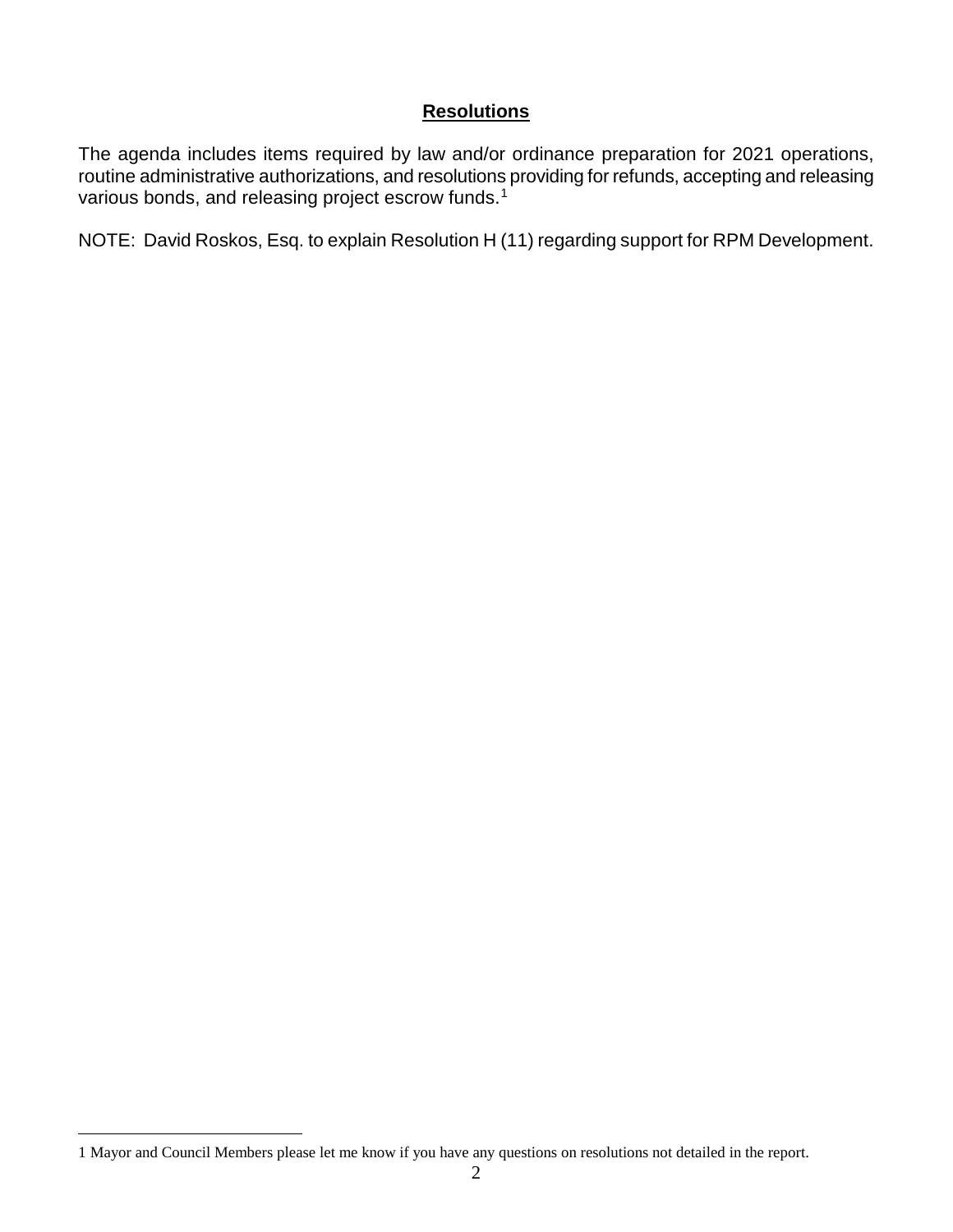## **Resolutions**

The agenda includes items required by law and/or ordinance preparation for 2021 operations, routine administrative authorizations, and resolutions providing for refunds, accepting and releasing various bonds, and releasing project escrow funds.[1]

NOTE: David Roskos, Esq. to explain Resolution H (11) regarding support for RPM Development.

---

1 Mayor and Council Members please let me know if you have any questions on resolutions not detailed in the report.